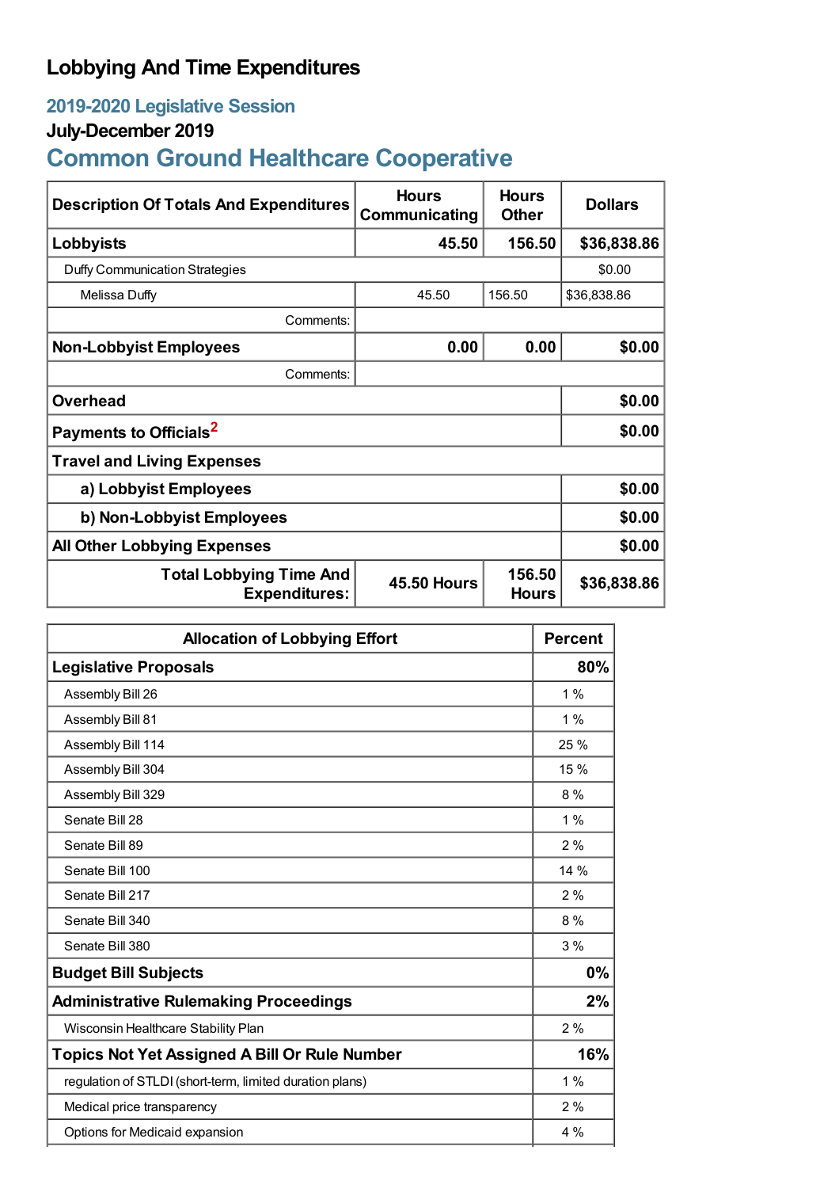# Lobbying And Time Expenditures

## 2019-2020 Legislative Session

### July-December 2019

## Common Ground Healthcare Cooperative

| Description Of Totals And Expenditures | Hours Communicating | Hours Other | Dollars |
|---|---|---|---|
| **Lobbyists** | **45.50** | **156.50** | **$36,838.86** |
| Duffy Communication Strategies | | | $0.00 |
| Melissa Duffy | 45.50 | 156.50 | $36,838.86 |
| Comments: | | | |
| **Non-Lobbyist Employees** | **0.00** | **0.00** | **$0.00** |
| Comments: | | | |
| **Overhead** | | | **$0.00** |
| **Payments to Officials**[2] | | | **$0.00** |
| **Travel and Living Expenses** | | | |
| **a) Lobbyist Employees** | | | **$0.00** |
| **b) Non-Lobbyist Employees** | | | **$0.00** |
| **All Other Lobbying Expenses** | | | **$0.00** |
| **Total Lobbying Time And Expenditures:** | **45.50 Hours** | **156.50 Hours** | **$36,838.86** |

| Allocation of Lobbying Effort | Percent |
|---|---|
| **Legislative Proposals** | **80%** |
| Assembly Bill 26 | 1 % |
| Assembly Bill 81 | 1 % |
| Assembly Bill 114 | 25 % |
| Assembly Bill 304 | 15 % |
| Assembly Bill 329 | 8 % |
| Senate Bill 28 | 1 % |
| Senate Bill 89 | 2 % |
| Senate Bill 100 | 14 % |
| Senate Bill 217 | 2 % |
| Senate Bill 340 | 8 % |
| Senate Bill 380 | 3 % |
| **Budget Bill Subjects** | **0%** |
| **Administrative Rulemaking Proceedings** | **2%** |
| Wisconsin Healthcare Stability Plan | 2 % |
| **Topics Not Yet Assigned A Bill Or Rule Number** | **16%** |
| regulation of STLDI (short-term, limited duration plans) | 1 % |
| Medical price transparency | 2 % |
| Options for Medicaid expansion | 4 % |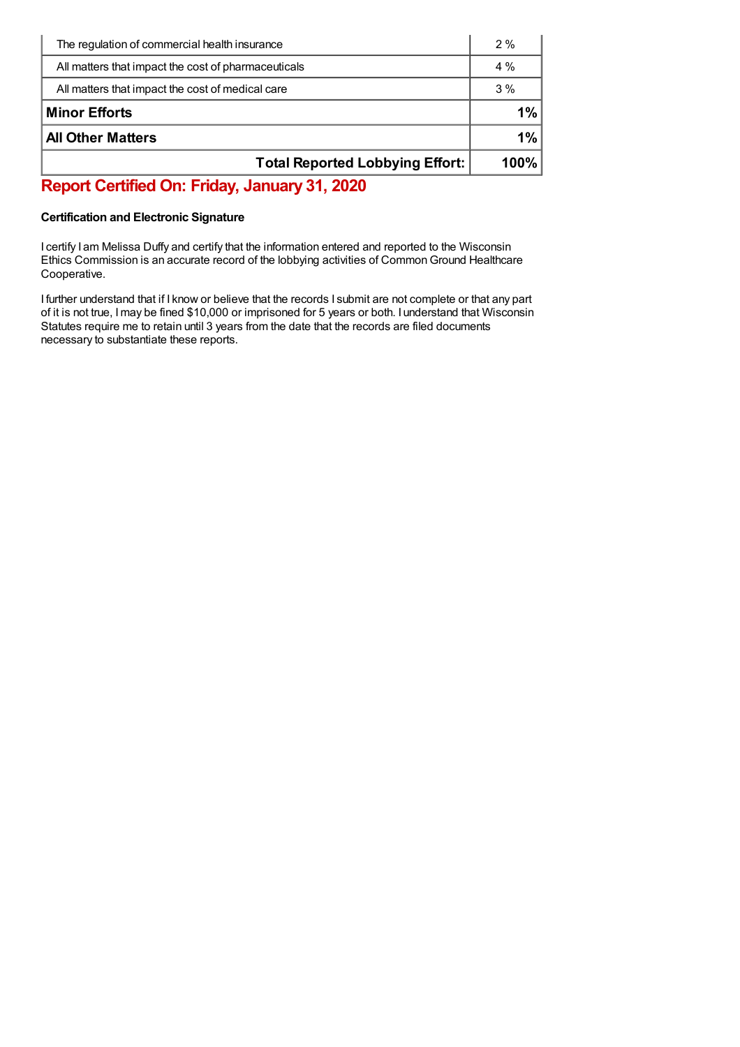| | |
|---|---|
| The regulation of commercial health insurance | 2 % |
| All matters that impact the cost of pharmaceuticals | 4 % |
| All matters that impact the cost of medical care | 3 % |
| **Minor Efforts** | **1%** |
| **All Other Matters** | **1%** |
| **Total Reported Lobbying Effort:** | **100%** |

## Report Certified On: Friday, January 31, 2020

**Certification and Electronic Signature**

I certify I am Melissa Duffy and certify that the information entered and reported to the Wisconsin Ethics Commission is an accurate record of the lobbying activities of Common Ground Healthcare Cooperative.

I further understand that if I know or believe that the records I submit are not complete or that any part of it is not true, I may be fined $10,000 or imprisoned for 5 years or both. I understand that Wisconsin Statutes require me to retain until 3 years from the date that the records are filed documents necessary to substantiate these reports.